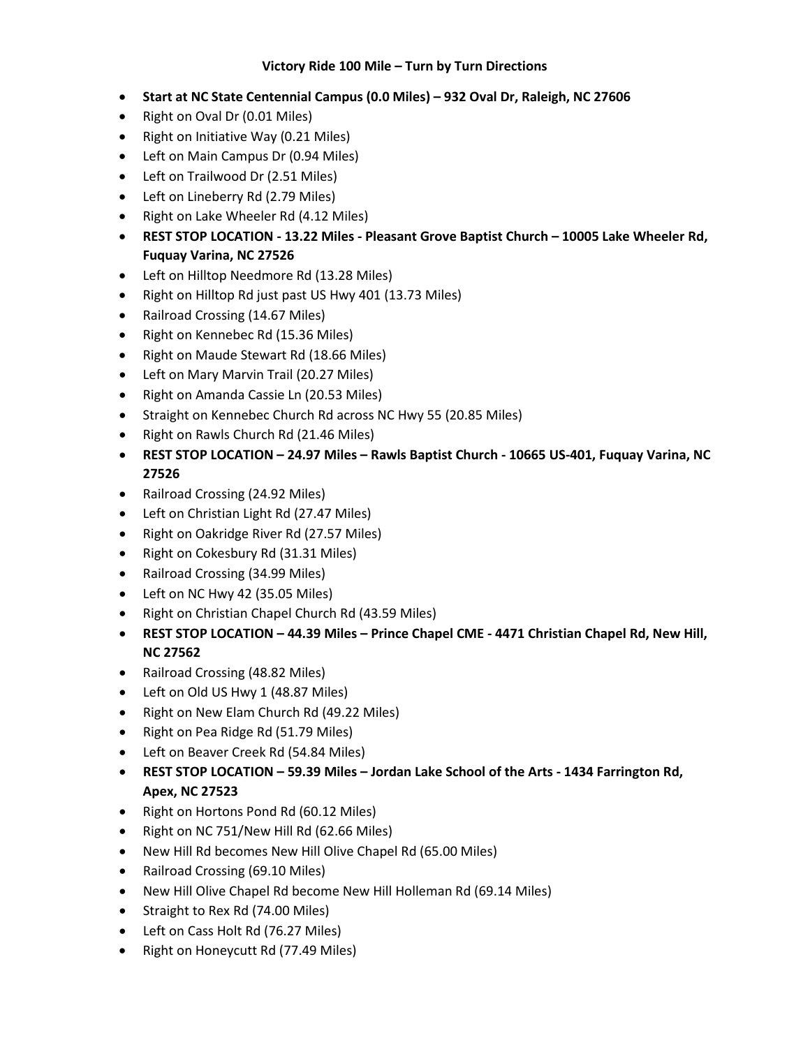**Victory Ride 100 Mile – Turn by Turn Directions**

- **Start at NC State Centennial Campus (0.0 Miles) – 932 Oval Dr, Raleigh, NC 27606**
- Right on Oval Dr (0.01 Miles)
- Right on Initiative Way (0.21 Miles)
- Left on Main Campus Dr (0.94 Miles)
- Left on Trailwood Dr (2.51 Miles)
- Left on Lineberry Rd (2.79 Miles)
- Right on Lake Wheeler Rd (4.12 Miles)
- **REST STOP LOCATION - 13.22 Miles - Pleasant Grove Baptist Church – 10005 Lake Wheeler Rd, Fuquay Varina, NC 27526**
- Left on Hilltop Needmore Rd (13.28 Miles)
- Right on Hilltop Rd just past US Hwy 401 (13.73 Miles)
- Railroad Crossing (14.67 Miles)
- Right on Kennebec Rd (15.36 Miles)
- Right on Maude Stewart Rd (18.66 Miles)
- Left on Mary Marvin Trail (20.27 Miles)
- Right on Amanda Cassie Ln (20.53 Miles)
- Straight on Kennebec Church Rd across NC Hwy 55 (20.85 Miles)
- Right on Rawls Church Rd (21.46 Miles)
- **REST STOP LOCATION – 24.97 Miles – Rawls Baptist Church - 10665 US-401, Fuquay Varina, NC 27526**
- Railroad Crossing (24.92 Miles)
- Left on Christian Light Rd (27.47 Miles)
- Right on Oakridge River Rd (27.57 Miles)
- Right on Cokesbury Rd (31.31 Miles)
- Railroad Crossing (34.99 Miles)
- Left on NC Hwy 42 (35.05 Miles)
- Right on Christian Chapel Church Rd (43.59 Miles)
- **REST STOP LOCATION – 44.39 Miles – Prince Chapel CME - 4471 Christian Chapel Rd, New Hill, NC 27562**
- Railroad Crossing (48.82 Miles)
- Left on Old US Hwy 1 (48.87 Miles)
- Right on New Elam Church Rd (49.22 Miles)
- Right on Pea Ridge Rd (51.79 Miles)
- Left on Beaver Creek Rd (54.84 Miles)
- **REST STOP LOCATION – 59.39 Miles – Jordan Lake School of the Arts - 1434 Farrington Rd, Apex, NC 27523**
- Right on Hortons Pond Rd (60.12 Miles)
- Right on NC 751/New Hill Rd (62.66 Miles)
- New Hill Rd becomes New Hill Olive Chapel Rd (65.00 Miles)
- Railroad Crossing (69.10 Miles)
- New Hill Olive Chapel Rd become New Hill Holleman Rd (69.14 Miles)
- Straight to Rex Rd (74.00 Miles)
- Left on Cass Holt Rd (76.27 Miles)
- Right on Honeycutt Rd (77.49 Miles)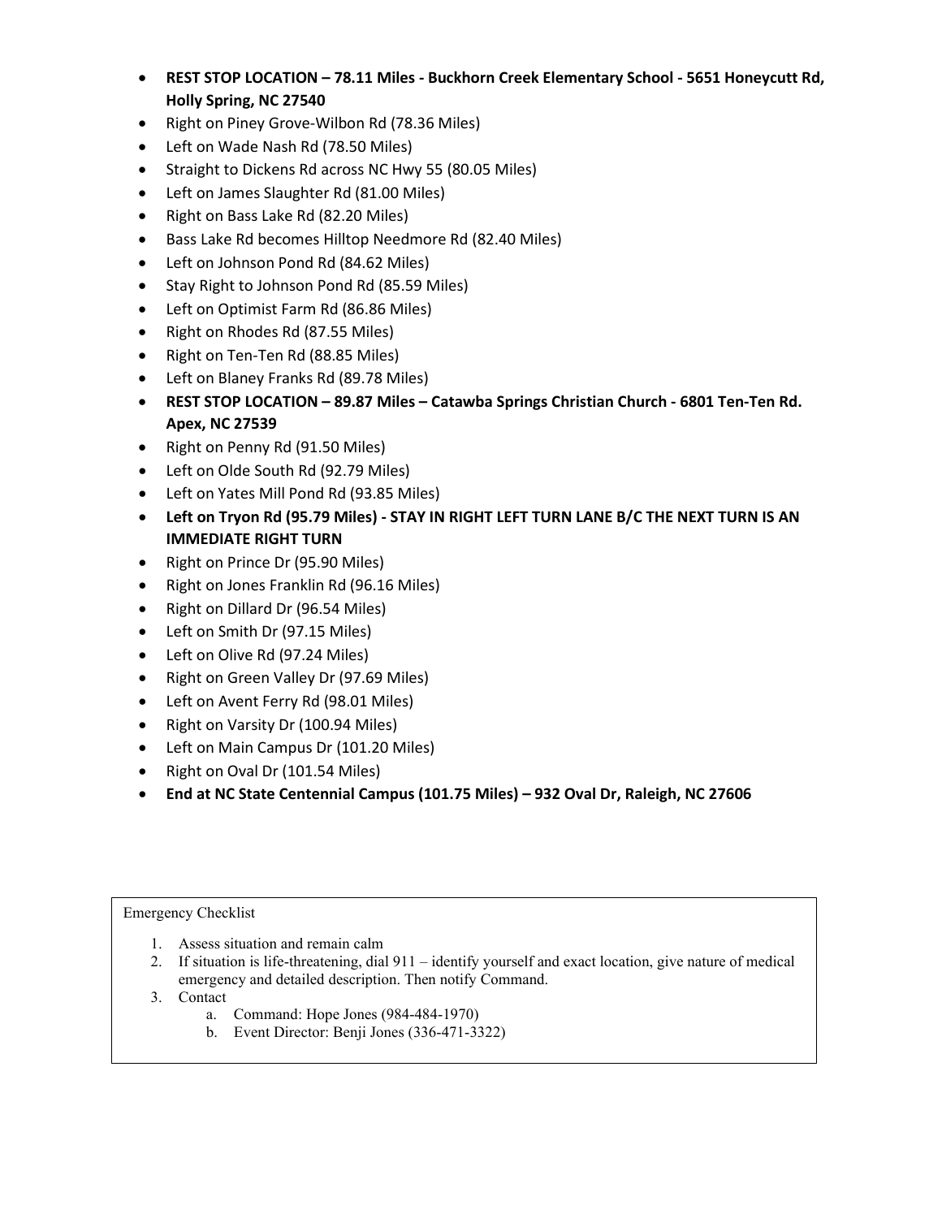- **REST STOP LOCATION – 78.11 Miles - Buckhorn Creek Elementary School - 5651 Honeycutt Rd, Holly Spring, NC 27540**
- Right on Piney Grove-Wilbon Rd (78.36 Miles)
- Left on Wade Nash Rd (78.50 Miles)
- Straight to Dickens Rd across NC Hwy 55 (80.05 Miles)
- Left on James Slaughter Rd (81.00 Miles)
- Right on Bass Lake Rd (82.20 Miles)
- Bass Lake Rd becomes Hilltop Needmore Rd (82.40 Miles)
- Left on Johnson Pond Rd (84.62 Miles)
- Stay Right to Johnson Pond Rd (85.59 Miles)
- Left on Optimist Farm Rd (86.86 Miles)
- Right on Rhodes Rd (87.55 Miles)
- Right on Ten-Ten Rd (88.85 Miles)
- Left on Blaney Franks Rd (89.78 Miles)
- **REST STOP LOCATION – 89.87 Miles – Catawba Springs Christian Church - 6801 Ten-Ten Rd. Apex, NC 27539**
- Right on Penny Rd (91.50 Miles)
- Left on Olde South Rd (92.79 Miles)
- Left on Yates Mill Pond Rd (93.85 Miles)
- **Left on Tryon Rd (95.79 Miles) - STAY IN RIGHT LEFT TURN LANE B/C THE NEXT TURN IS AN IMMEDIATE RIGHT TURN**
- Right on Prince Dr (95.90 Miles)
- Right on Jones Franklin Rd (96.16 Miles)
- Right on Dillard Dr (96.54 Miles)
- Left on Smith Dr (97.15 Miles)
- Left on Olive Rd (97.24 Miles)
- Right on Green Valley Dr (97.69 Miles)
- Left on Avent Ferry Rd (98.01 Miles)
- Right on Varsity Dr (100.94 Miles)
- Left on Main Campus Dr (101.20 Miles)
- Right on Oval Dr (101.54 Miles)
- **End at NC State Centennial Campus (101.75 Miles) – 932 Oval Dr, Raleigh, NC 27606**

Emergency Checklist

1. Assess situation and remain calm
2. If situation is life-threatening, dial 911 – identify yourself and exact location, give nature of medical emergency and detailed description. Then notify Command.
3. Contact
   a. Command: Hope Jones (984-484-1970)
   b. Event Director: Benji Jones (336-471-3322)